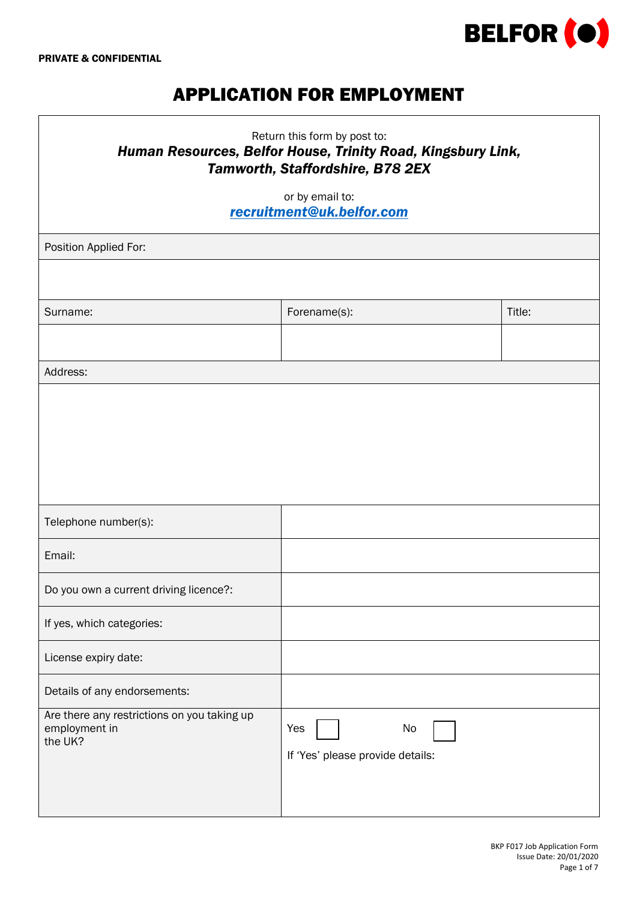**PRIVATE & CONFIDENTIAL**

# APPLICATION FOR EMPLOYMENT

Return this form by post to:
***Human Resources, Belfor House, Trinity Road, Kingsbury Link, Tamworth, Staffordshire, B78 2EX***

or by email to:
***recruitment@uk.belfor.com***

| Position Applied For: | | |
|---|---|---|
| | | |
| **Surname:** | **Forename(s):** | **Title:** |
| | | |
| **Address:** | | |
| | | |

| | |
|---|---|
| Telephone number(s): | |
| Email: | |
| Do you own a current driving licence?: | |
| If yes, which categories: | |
| License expiry date: | |
| Details of any endorsements: | |
| Are there any restrictions on you taking up employment in the UK? | Yes ☐ No ☐<br>If 'Yes' please provide details: |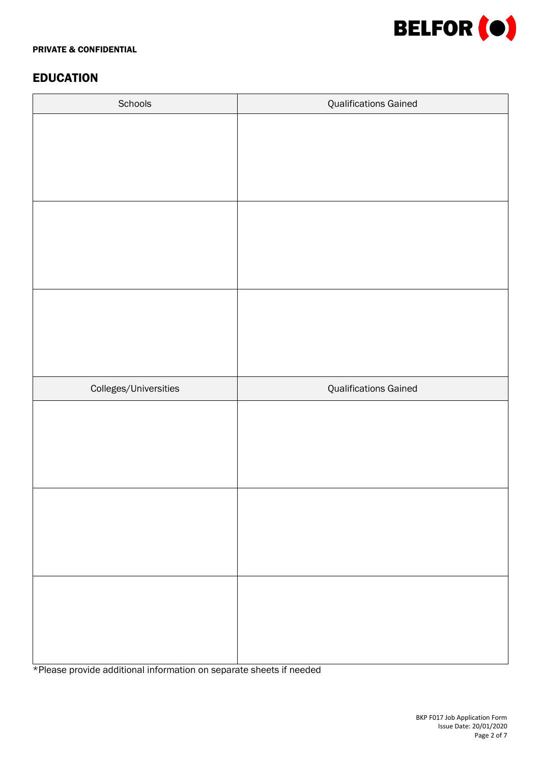**PRIVATE & CONFIDENTIAL**

## EDUCATION

| Schools | Qualifications Gained |
|---|---|
| | |
| | |
| | |
| **Colleges/Universities** | **Qualifications Gained** |
| | |
| | |
| | |

*Please provide additional information on separate sheets if needed

BKP F017 Job Application Form
Issue Date: 20/01/2020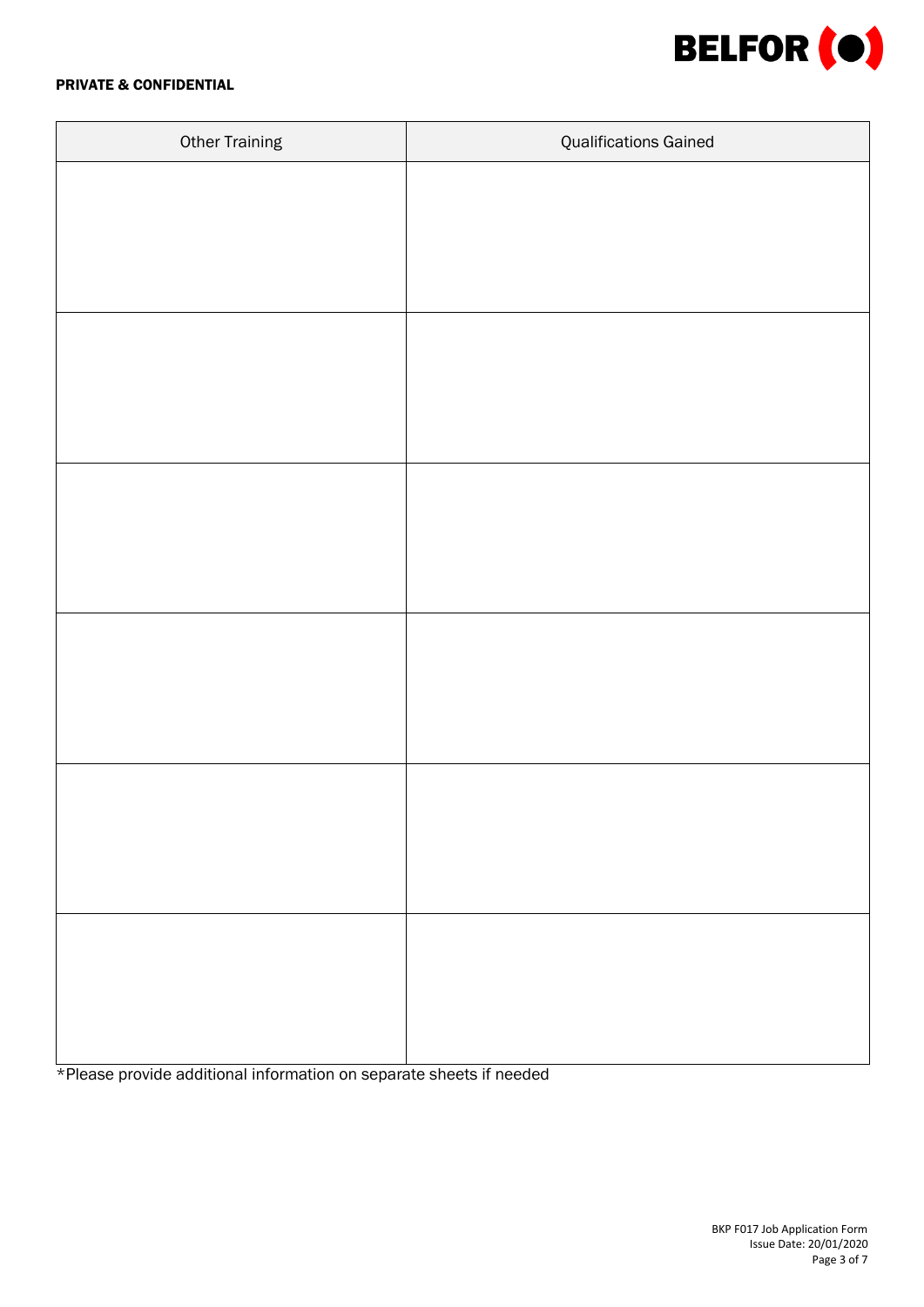**PRIVATE & CONFIDENTIAL**

| Other Training | Qualifications Gained |
|---|---|
| | |
| | |
| | |
| | |
| | |
| | |

*Please provide additional information on separate sheets if needed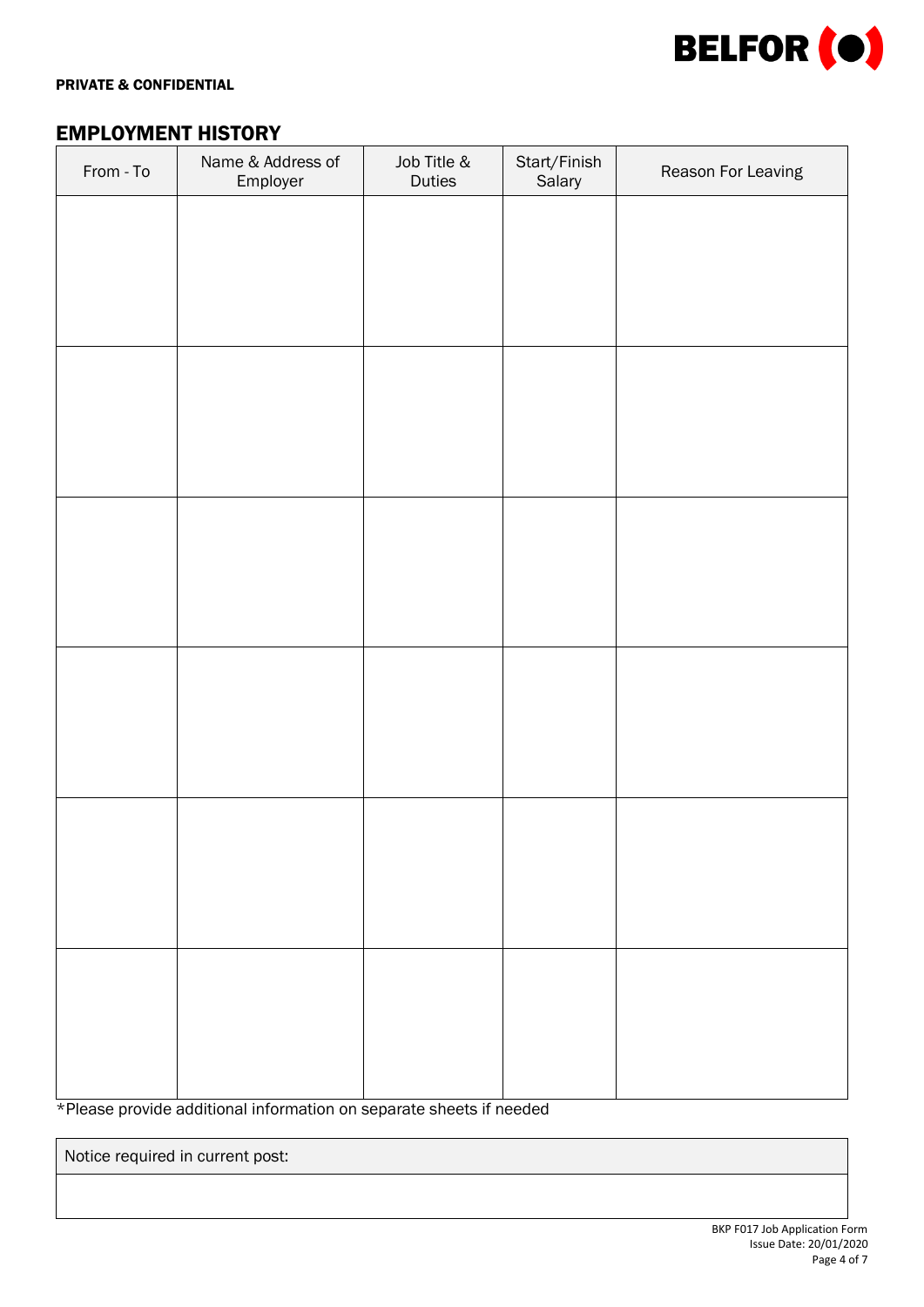PRIVATE & CONFIDENTIAL

## EMPLOYMENT HISTORY

| From - To | Name & Address of Employer | Job Title & Duties | Start/Finish Salary | Reason For Leaving |
|---|---|---|---|---|
| | | | | |
| | | | | |
| | | | | |
| | | | | |
| | | | | |
| | | | | |

*Please provide additional information on separate sheets if needed

| Notice required in current post: |
|---|
| |

BKP F017 Job Application Form
Issue Date: 20/01/2020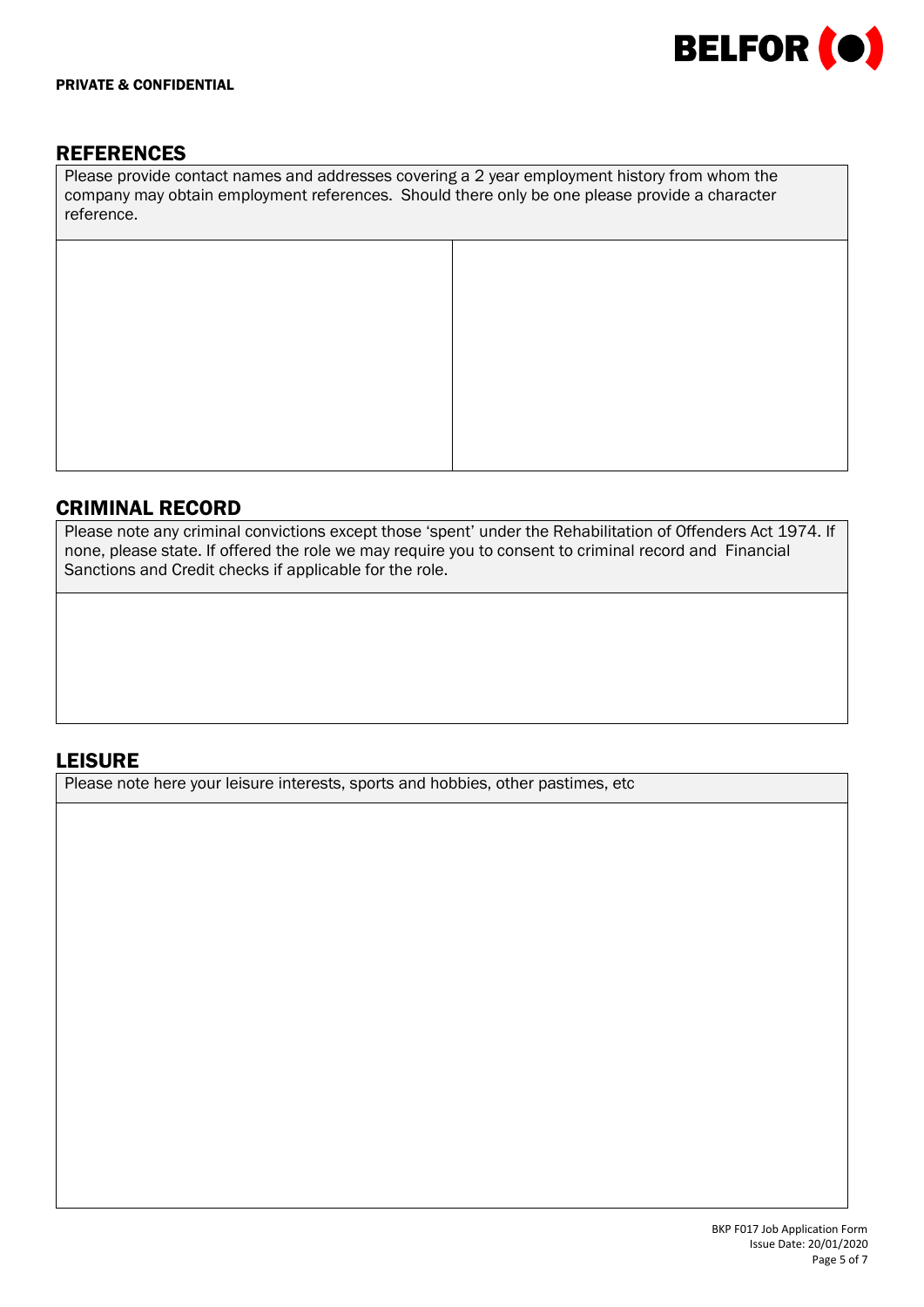**PRIVATE & CONFIDENTIAL**

## REFERENCES

Please provide contact names and addresses covering a 2 year employment history from whom the company may obtain employment references. Should there only be one please provide a character reference.

| | |
|---|---|
| | |

## CRIMINAL RECORD

Please note any criminal convictions except those 'spent' under the Rehabilitation of Offenders Act 1974. If none, please state. If offered the role we may require you to consent to criminal record and Financial Sanctions and Credit checks if applicable for the role.

## LEISURE

Please note here your leisure interests, sports and hobbies, other pastimes, etc

BKP F017 Job Application Form
Issue Date: 20/01/2020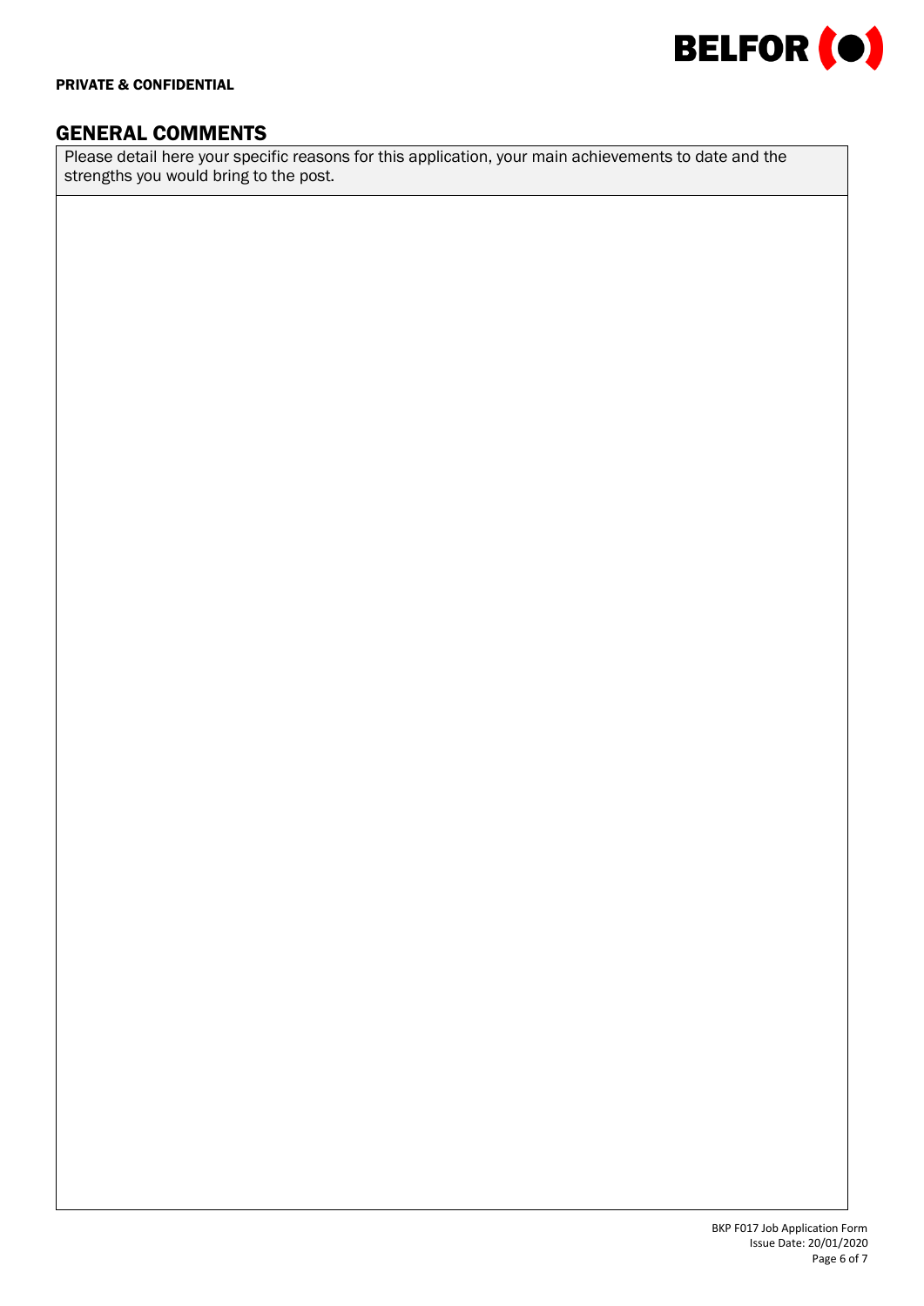PRIVATE & CONFIDENTIAL

## GENERAL COMMENTS

| Please detail here your specific reasons for this application, your main achievements to date and the strengths you would bring to the post. |
| --- |
| |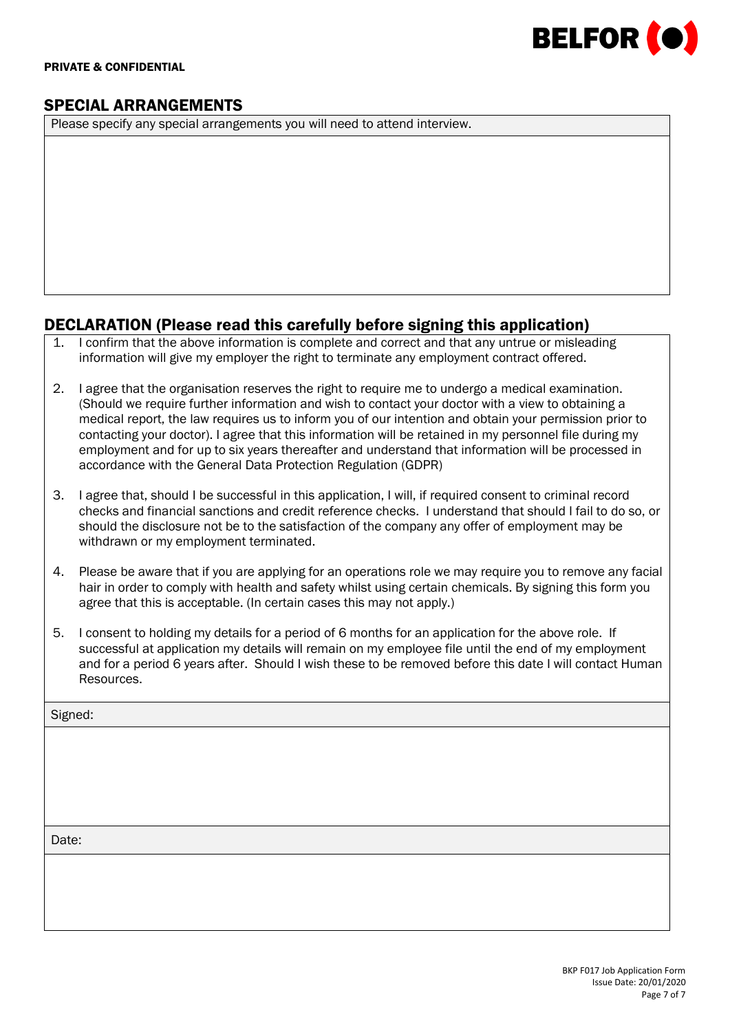**PRIVATE & CONFIDENTIAL**

## SPECIAL ARRANGEMENTS

| Please specify any special arrangements you will need to attend interview. |
| --- |
| |

## DECLARATION (Please read this carefully before signing this application)

1. I confirm that the above information is complete and correct and that any untrue or misleading information will give my employer the right to terminate any employment contract offered.

2. I agree that the organisation reserves the right to require me to undergo a medical examination. (Should we require further information and wish to contact your doctor with a view to obtaining a medical report, the law requires us to inform you of our intention and obtain your permission prior to contacting your doctor). I agree that this information will be retained in my personnel file during my employment and for up to six years thereafter and understand that information will be processed in accordance with the General Data Protection Regulation (GDPR)

3. I agree that, should I be successful in this application, I will, if required consent to criminal record checks and financial sanctions and credit reference checks. I understand that should I fail to do so, or should the disclosure not be to the satisfaction of the company any offer of employment may be withdrawn or my employment terminated.

4. Please be aware that if you are applying for an operations role we may require you to remove any facial hair in order to comply with health and safety whilst using certain chemicals. By signing this form you agree that this is acceptable. (In certain cases this may not apply.)

5. I consent to holding my details for a period of 6 months for an application for the above role. If successful at application my details will remain on my employee file until the end of my employment and for a period 6 years after. Should I wish these to be removed before this date I will contact Human Resources.

| Signed: |
| --- |
| |
| Date: |
| |

BKP F017 Job Application Form
Issue Date: 20/01/2020